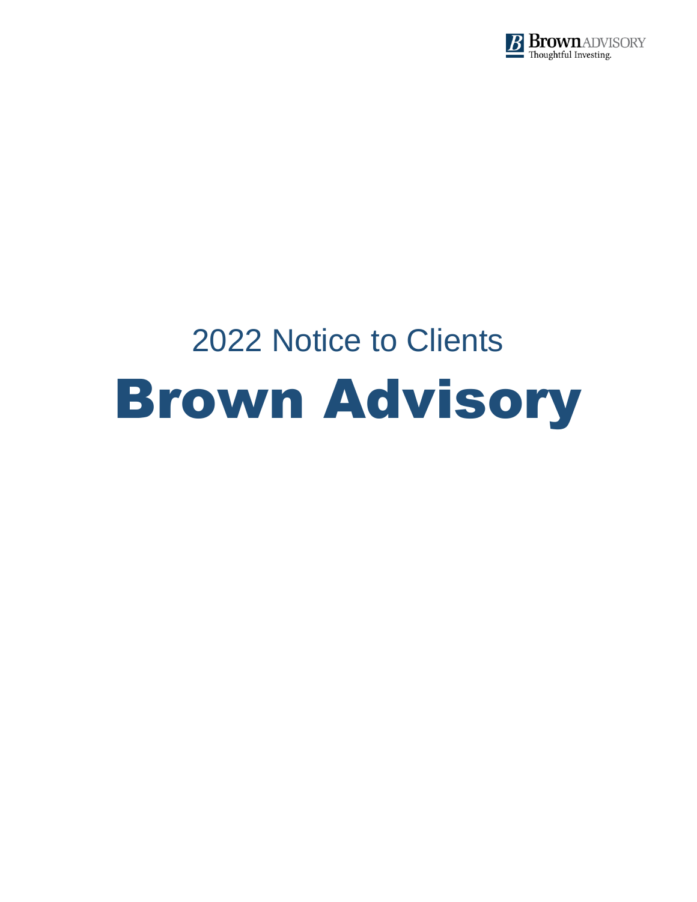## 2022 Notice to Clients

# Brown Advisory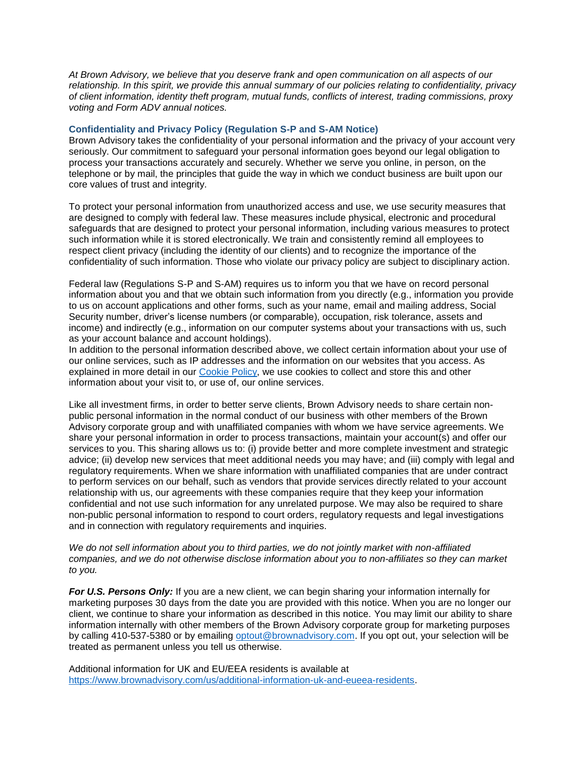*At Brown Advisory, we believe that you deserve frank and open communication on all aspects of our relationship. In this spirit, we provide this annual summary of our policies relating to confidentiality, privacy of client information, identity theft program, mutual funds, conflicts of interest, trading commissions, proxy voting and Form ADV annual notices.*

### Confidentiality and Privacy Policy (Regulation S-P and S-AM Notice)

Brown Advisory takes the confidentiality of your personal information and the privacy of your account very seriously. Our commitment to safeguard your personal information goes beyond our legal obligation to process your transactions accurately and securely. Whether we serve you online, in person, on the telephone or by mail, the principles that guide the way in which we conduct business are built upon our core values of trust and integrity.

To protect your personal information from unauthorized access and use, we use security measures that are designed to comply with federal law. These measures include physical, electronic and procedural safeguards that are designed to protect your personal information, including various measures to protect such information while it is stored electronically. We train and consistently remind all employees to respect client privacy (including the identity of our clients) and to recognize the importance of the confidentiality of such information. Those who violate our privacy policy are subject to disciplinary action.

Federal law (Regulations S-P and S-AM) requires us to inform you that we have on record personal information about you and that we obtain such information from you directly (e.g., information you provide to us on account applications and other forms, such as your name, email and mailing address, Social Security number, driver's license numbers (or comparable), occupation, risk tolerance, assets and income) and indirectly (e.g., information on our computer systems about your transactions with us, such as your account balance and account holdings).
In addition to the personal information described above, we collect certain information about your use of our online services, such as IP addresses and the information on our websites that you access. As explained in more detail in our Cookie Policy, we use cookies to collect and store this and other information about your visit to, or use of, our online services.

Like all investment firms, in order to better serve clients, Brown Advisory needs to share certain non-public personal information in the normal conduct of our business with other members of the Brown Advisory corporate group and with unaffiliated companies with whom we have service agreements. We share your personal information in order to process transactions, maintain your account(s) and offer our services to you. This sharing allows us to: (i) provide better and more complete investment and strategic advice; (ii) develop new services that meet additional needs you may have; and (iii) comply with legal and regulatory requirements. When we share information with unaffiliated companies that are under contract to perform services on our behalf, such as vendors that provide services directly related to your account relationship with us, our agreements with these companies require that they keep your information confidential and not use such information for any unrelated purpose. We may also be required to share non-public personal information to respond to court orders, regulatory requests and legal investigations and in connection with regulatory requirements and inquiries.

*We do not sell information about you to third parties, we do not jointly market with non-affiliated companies, and we do not otherwise disclose information about you to non-affiliates so they can market to you.*

***For U.S. Persons Only:*** If you are a new client, we can begin sharing your information internally for marketing purposes 30 days from the date you are provided with this notice. When you are no longer our client, we continue to share your information as described in this notice. You may limit our ability to share information internally with other members of the Brown Advisory corporate group for marketing purposes by calling 410-537-5380 or by emailing optout@brownadvisory.com. If you opt out, your selection will be treated as permanent unless you tell us otherwise.

Additional information for UK and EU/EEA residents is available at https://www.brownadvisory.com/us/additional-information-uk-and-eueea-residents.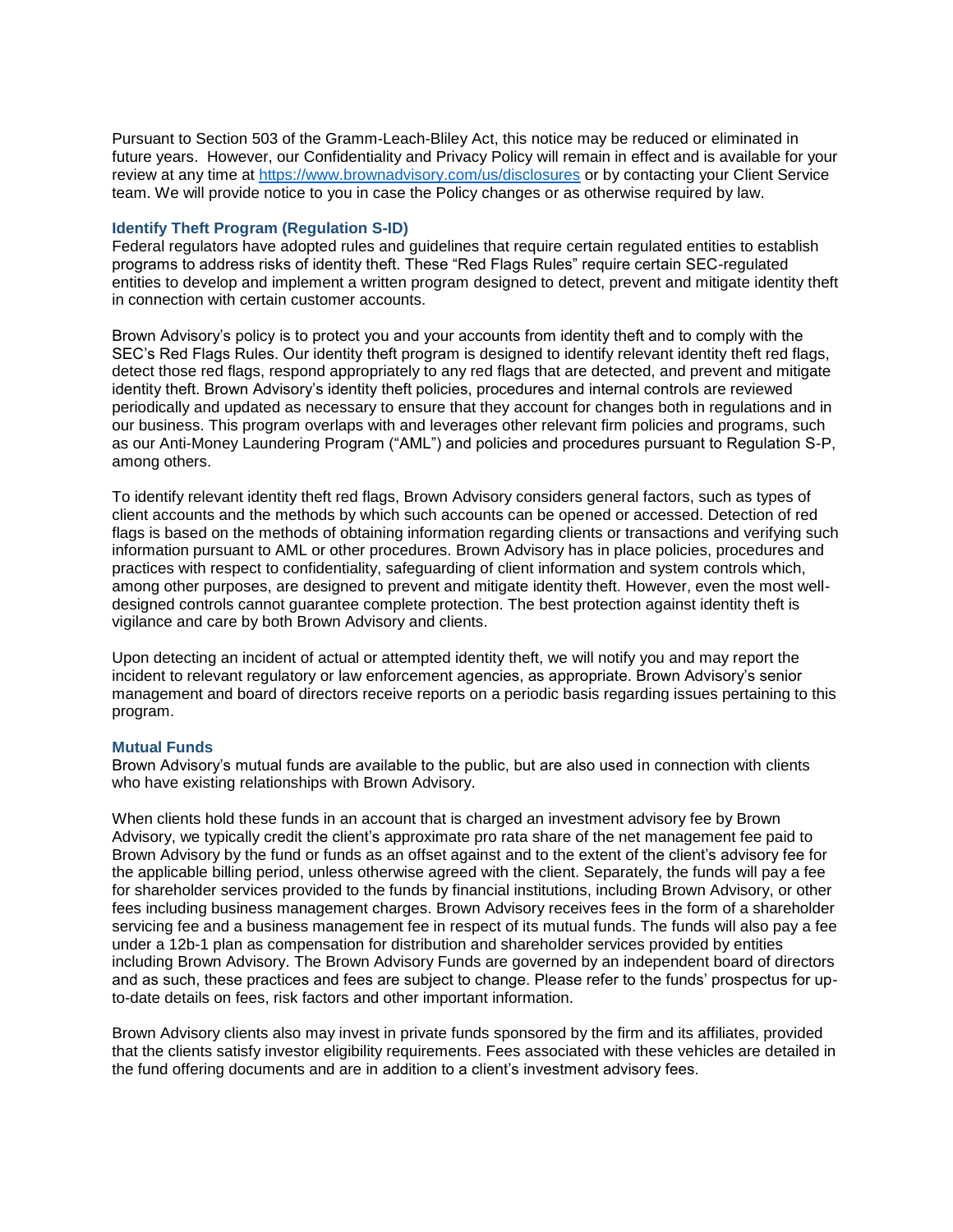Pursuant to Section 503 of the Gramm-Leach-Bliley Act, this notice may be reduced or eliminated in future years. However, our Confidentiality and Privacy Policy will remain in effect and is available for your review at any time at [https://www.brownadvisory.com/us/disclosures](https://www.brownadvisory.com/us/disclosures) or by contacting your Client Service team. We will provide notice to you in case the Policy changes or as otherwise required by law.

### Identify Theft Program (Regulation S-ID)

Federal regulators have adopted rules and guidelines that require certain regulated entities to establish programs to address risks of identity theft. These "Red Flags Rules" require certain SEC-regulated entities to develop and implement a written program designed to detect, prevent and mitigate identity theft in connection with certain customer accounts.

Brown Advisory's policy is to protect you and your accounts from identity theft and to comply with the SEC's Red Flags Rules. Our identity theft program is designed to identify relevant identity theft red flags, detect those red flags, respond appropriately to any red flags that are detected, and prevent and mitigate identity theft. Brown Advisory's identity theft policies, procedures and internal controls are reviewed periodically and updated as necessary to ensure that they account for changes both in regulations and in our business. This program overlaps with and leverages other relevant firm policies and programs, such as our Anti-Money Laundering Program ("AML") and policies and procedures pursuant to Regulation S-P, among others.

To identify relevant identity theft red flags, Brown Advisory considers general factors, such as types of client accounts and the methods by which such accounts can be opened or accessed. Detection of red flags is based on the methods of obtaining information regarding clients or transactions and verifying such information pursuant to AML or other procedures. Brown Advisory has in place policies, procedures and practices with respect to confidentiality, safeguarding of client information and system controls which, among other purposes, are designed to prevent and mitigate identity theft. However, even the most well-designed controls cannot guarantee complete protection. The best protection against identity theft is vigilance and care by both Brown Advisory and clients.

Upon detecting an incident of actual or attempted identity theft, we will notify you and may report the incident to relevant regulatory or law enforcement agencies, as appropriate. Brown Advisory's senior management and board of directors receive reports on a periodic basis regarding issues pertaining to this program.

### Mutual Funds

Brown Advisory's mutual funds are available to the public, but are also used in connection with clients who have existing relationships with Brown Advisory.

When clients hold these funds in an account that is charged an investment advisory fee by Brown Advisory, we typically credit the client's approximate pro rata share of the net management fee paid to Brown Advisory by the fund or funds as an offset against and to the extent of the client's advisory fee for the applicable billing period, unless otherwise agreed with the client. Separately, the funds will pay a fee for shareholder services provided to the funds by financial institutions, including Brown Advisory, or other fees including business management charges. Brown Advisory receives fees in the form of a shareholder servicing fee and a business management fee in respect of its mutual funds. The funds will also pay a fee under a 12b-1 plan as compensation for distribution and shareholder services provided by entities including Brown Advisory. The Brown Advisory Funds are governed by an independent board of directors and as such, these practices and fees are subject to change. Please refer to the funds' prospectus for up-to-date details on fees, risk factors and other important information.

Brown Advisory clients also may invest in private funds sponsored by the firm and its affiliates, provided that the clients satisfy investor eligibility requirements. Fees associated with these vehicles are detailed in the fund offering documents and are in addition to a client's investment advisory fees.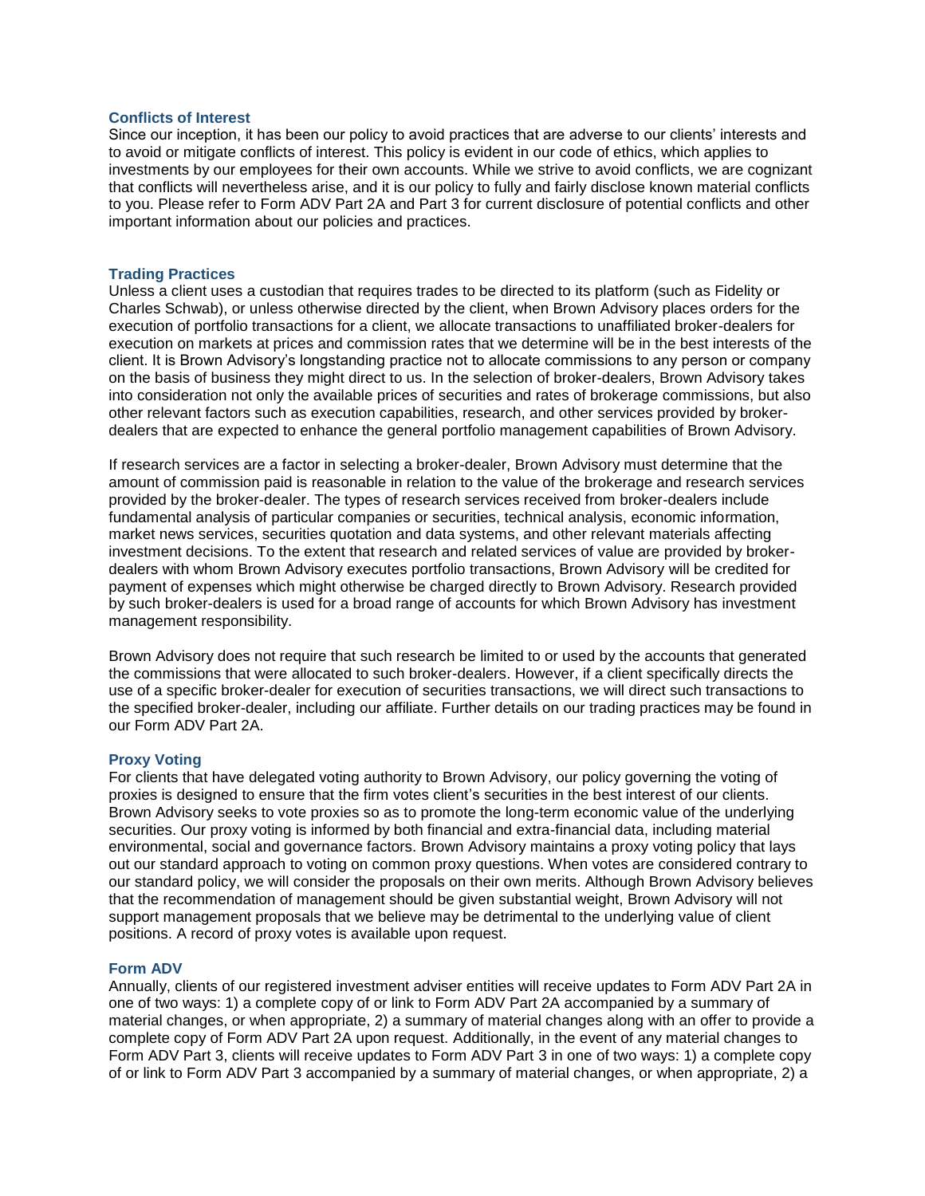## Conflicts of Interest

Since our inception, it has been our policy to avoid practices that are adverse to our clients' interests and to avoid or mitigate conflicts of interest. This policy is evident in our code of ethics, which applies to investments by our employees for their own accounts. While we strive to avoid conflicts, we are cognizant that conflicts will nevertheless arise, and it is our policy to fully and fairly disclose known material conflicts to you. Please refer to Form ADV Part 2A and Part 3 for current disclosure of potential conflicts and other important information about our policies and practices.

## Trading Practices

Unless a client uses a custodian that requires trades to be directed to its platform (such as Fidelity or Charles Schwab), or unless otherwise directed by the client, when Brown Advisory places orders for the execution of portfolio transactions for a client, we allocate transactions to unaffiliated broker-dealers for execution on markets at prices and commission rates that we determine will be in the best interests of the client. It is Brown Advisory's longstanding practice not to allocate commissions to any person or company on the basis of business they might direct to us. In the selection of broker-dealers, Brown Advisory takes into consideration not only the available prices of securities and rates of brokerage commissions, but also other relevant factors such as execution capabilities, research, and other services provided by broker-dealers that are expected to enhance the general portfolio management capabilities of Brown Advisory.

If research services are a factor in selecting a broker-dealer, Brown Advisory must determine that the amount of commission paid is reasonable in relation to the value of the brokerage and research services provided by the broker-dealer. The types of research services received from broker-dealers include fundamental analysis of particular companies or securities, technical analysis, economic information, market news services, securities quotation and data systems, and other relevant materials affecting investment decisions. To the extent that research and related services of value are provided by broker-dealers with whom Brown Advisory executes portfolio transactions, Brown Advisory will be credited for payment of expenses which might otherwise be charged directly to Brown Advisory. Research provided by such broker-dealers is used for a broad range of accounts for which Brown Advisory has investment management responsibility.

Brown Advisory does not require that such research be limited to or used by the accounts that generated the commissions that were allocated to such broker-dealers. However, if a client specifically directs the use of a specific broker-dealer for execution of securities transactions, we will direct such transactions to the specified broker-dealer, including our affiliate. Further details on our trading practices may be found in our Form ADV Part 2A.

## Proxy Voting

For clients that have delegated voting authority to Brown Advisory, our policy governing the voting of proxies is designed to ensure that the firm votes client's securities in the best interest of our clients. Brown Advisory seeks to vote proxies so as to promote the long-term economic value of the underlying securities. Our proxy voting is informed by both financial and extra-financial data, including material environmental, social and governance factors. Brown Advisory maintains a proxy voting policy that lays out our standard approach to voting on common proxy questions. When votes are considered contrary to our standard policy, we will consider the proposals on their own merits. Although Brown Advisory believes that the recommendation of management should be given substantial weight, Brown Advisory will not support management proposals that we believe may be detrimental to the underlying value of client positions. A record of proxy votes is available upon request.

## Form ADV

Annually, clients of our registered investment adviser entities will receive updates to Form ADV Part 2A in one of two ways: 1) a complete copy of or link to Form ADV Part 2A accompanied by a summary of material changes, or when appropriate, 2) a summary of material changes along with an offer to provide a complete copy of Form ADV Part 2A upon request. Additionally, in the event of any material changes to Form ADV Part 3, clients will receive updates to Form ADV Part 3 in one of two ways: 1) a complete copy of or link to Form ADV Part 3 accompanied by a summary of material changes, or when appropriate, 2) a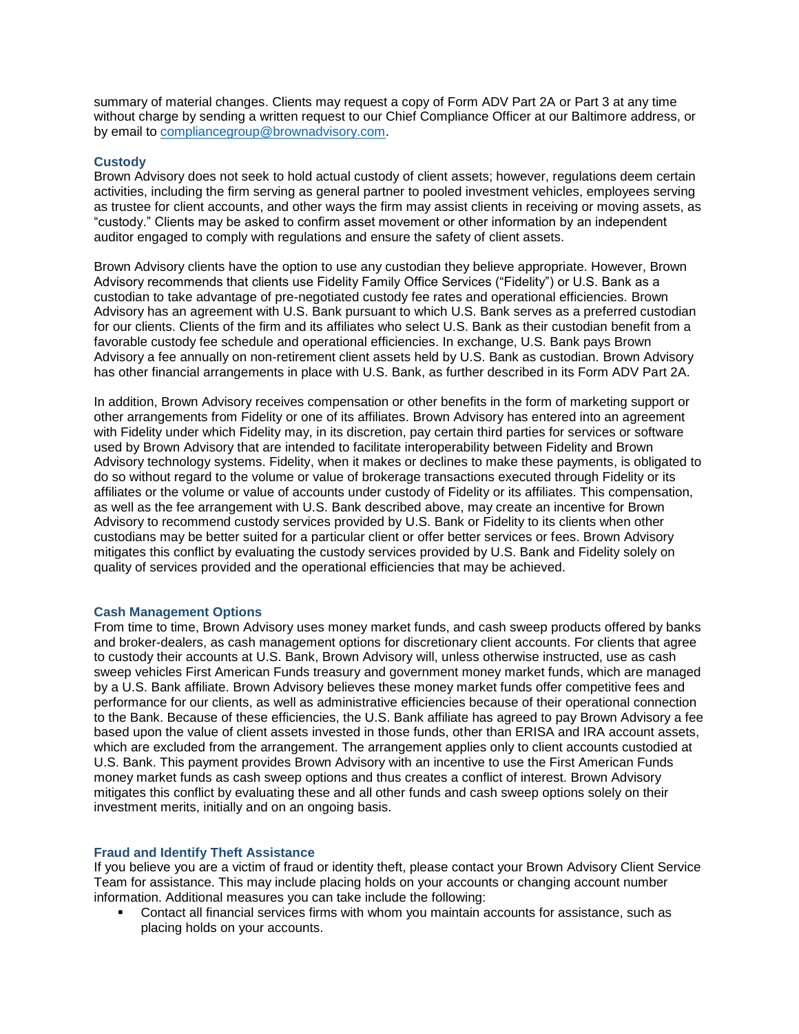summary of material changes. Clients may request a copy of Form ADV Part 2A or Part 3 at any time without charge by sending a written request to our Chief Compliance Officer at our Baltimore address, or by email to compliancegroup@brownadvisory.com.

### Custody

Brown Advisory does not seek to hold actual custody of client assets; however, regulations deem certain activities, including the firm serving as general partner to pooled investment vehicles, employees serving as trustee for client accounts, and other ways the firm may assist clients in receiving or moving assets, as "custody." Clients may be asked to confirm asset movement or other information by an independent auditor engaged to comply with regulations and ensure the safety of client assets.

Brown Advisory clients have the option to use any custodian they believe appropriate. However, Brown Advisory recommends that clients use Fidelity Family Office Services ("Fidelity") or U.S. Bank as a custodian to take advantage of pre-negotiated custody fee rates and operational efficiencies. Brown Advisory has an agreement with U.S. Bank pursuant to which U.S. Bank serves as a preferred custodian for our clients. Clients of the firm and its affiliates who select U.S. Bank as their custodian benefit from a favorable custody fee schedule and operational efficiencies. In exchange, U.S. Bank pays Brown Advisory a fee annually on non-retirement client assets held by U.S. Bank as custodian. Brown Advisory has other financial arrangements in place with U.S. Bank, as further described in its Form ADV Part 2A.

In addition, Brown Advisory receives compensation or other benefits in the form of marketing support or other arrangements from Fidelity or one of its affiliates. Brown Advisory has entered into an agreement with Fidelity under which Fidelity may, in its discretion, pay certain third parties for services or software used by Brown Advisory that are intended to facilitate interoperability between Fidelity and Brown Advisory technology systems. Fidelity, when it makes or declines to make these payments, is obligated to do so without regard to the volume or value of brokerage transactions executed through Fidelity or its affiliates or the volume or value of accounts under custody of Fidelity or its affiliates. This compensation, as well as the fee arrangement with U.S. Bank described above, may create an incentive for Brown Advisory to recommend custody services provided by U.S. Bank or Fidelity to its clients when other custodians may be better suited for a particular client or offer better services or fees. Brown Advisory mitigates this conflict by evaluating the custody services provided by U.S. Bank and Fidelity solely on quality of services provided and the operational efficiencies that may be achieved.

### Cash Management Options

From time to time, Brown Advisory uses money market funds, and cash sweep products offered by banks and broker-dealers, as cash management options for discretionary client accounts. For clients that agree to custody their accounts at U.S. Bank, Brown Advisory will, unless otherwise instructed, use as cash sweep vehicles First American Funds treasury and government money market funds, which are managed by a U.S. Bank affiliate. Brown Advisory believes these money market funds offer competitive fees and performance for our clients, as well as administrative efficiencies because of their operational connection to the Bank. Because of these efficiencies, the U.S. Bank affiliate has agreed to pay Brown Advisory a fee based upon the value of client assets invested in those funds, other than ERISA and IRA account assets, which are excluded from the arrangement. The arrangement applies only to client accounts custodied at U.S. Bank. This payment provides Brown Advisory with an incentive to use the First American Funds money market funds as cash sweep options and thus creates a conflict of interest. Brown Advisory mitigates this conflict by evaluating these and all other funds and cash sweep options solely on their investment merits, initially and on an ongoing basis.

### Fraud and Identify Theft Assistance

If you believe you are a victim of fraud or identity theft, please contact your Brown Advisory Client Service Team for assistance. This may include placing holds on your accounts or changing account number information. Additional measures you can take include the following:

- Contact all financial services firms with whom you maintain accounts for assistance, such as placing holds on your accounts.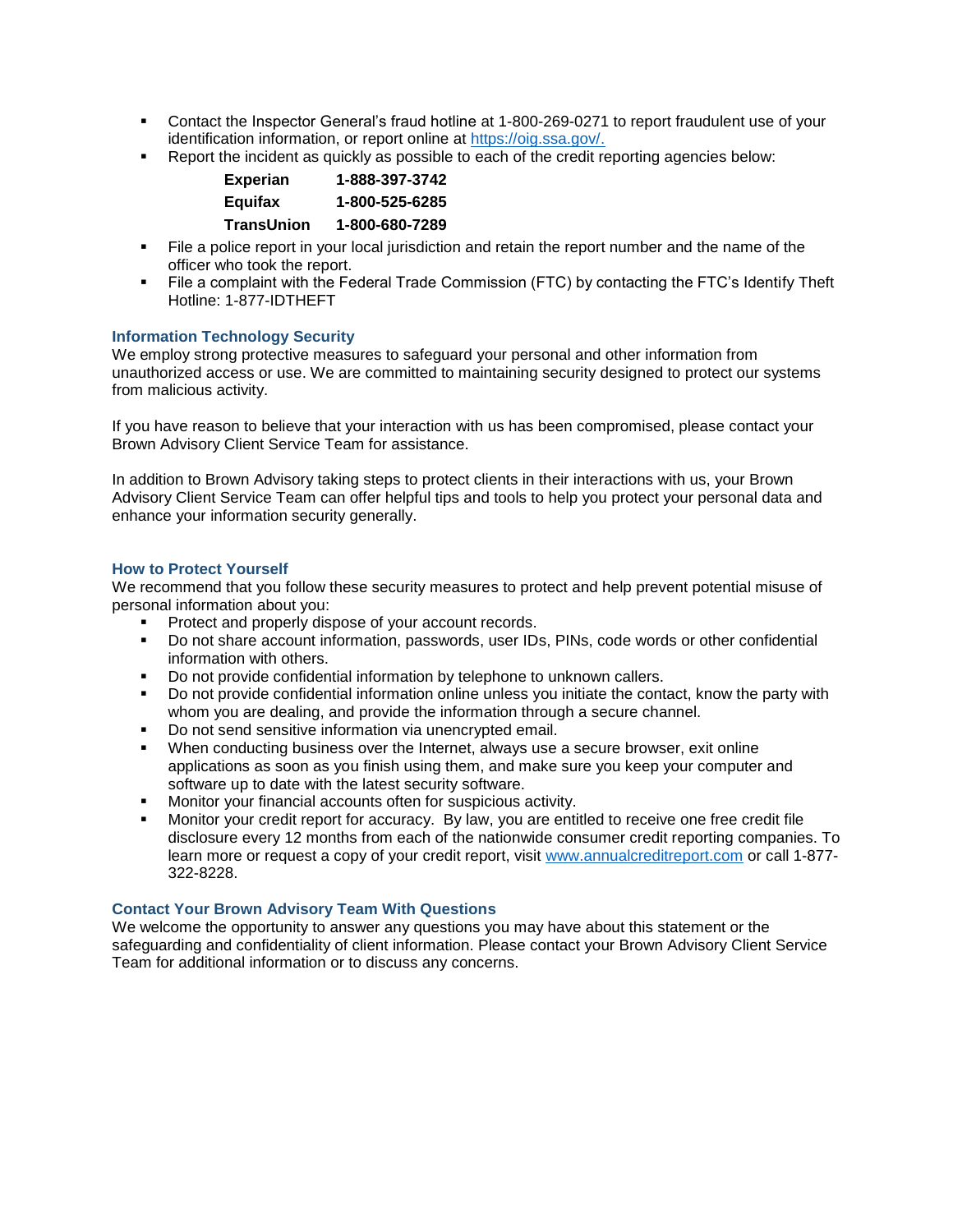- Contact the Inspector General's fraud hotline at 1-800-269-0271 to report fraudulent use of your identification information, or report online at [https://oig.ssa.gov/.](https://oig.ssa.gov/)
- Report the incident as quickly as possible to each of the credit reporting agencies below:

| | |
|---|---|
| **Experian** | **1-888-397-3742** |
| **Equifax** | **1-800-525-6285** |
| **TransUnion** | **1-800-680-7289** |

- File a police report in your local jurisdiction and retain the report number and the name of the officer who took the report.
- File a complaint with the Federal Trade Commission (FTC) by contacting the FTC's Identify Theft Hotline: 1-877-IDTHEFT

### Information Technology Security

We employ strong protective measures to safeguard your personal and other information from unauthorized access or use. We are committed to maintaining security designed to protect our systems from malicious activity.

If you have reason to believe that your interaction with us has been compromised, please contact your Brown Advisory Client Service Team for assistance.

In addition to Brown Advisory taking steps to protect clients in their interactions with us, your Brown Advisory Client Service Team can offer helpful tips and tools to help you protect your personal data and enhance your information security generally.

### How to Protect Yourself

We recommend that you follow these security measures to protect and help prevent potential misuse of personal information about you:

- Protect and properly dispose of your account records.
- Do not share account information, passwords, user IDs, PINs, code words or other confidential information with others.
- Do not provide confidential information by telephone to unknown callers.
- Do not provide confidential information online unless you initiate the contact, know the party with whom you are dealing, and provide the information through a secure channel.
- Do not send sensitive information via unencrypted email.
- When conducting business over the Internet, always use a secure browser, exit online applications as soon as you finish using them, and make sure you keep your computer and software up to date with the latest security software.
- Monitor your financial accounts often for suspicious activity.
- Monitor your credit report for accuracy. By law, you are entitled to receive one free credit file disclosure every 12 months from each of the nationwide consumer credit reporting companies. To learn more or request a copy of your credit report, visit [www.annualcreditreport.com](http://www.annualcreditreport.com) or call 1-877-322-8228.

### Contact Your Brown Advisory Team With Questions

We welcome the opportunity to answer any questions you may have about this statement or the safeguarding and confidentiality of client information. Please contact your Brown Advisory Client Service Team for additional information or to discuss any concerns.